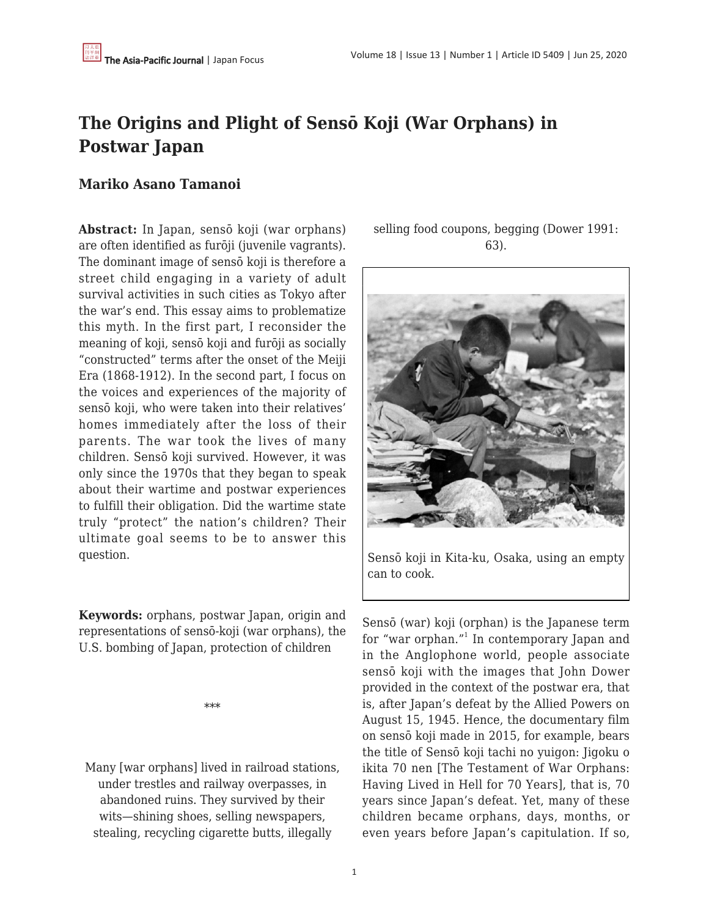# The Origins and Plight of Sensō Koji (War Orphans) in Postwar Japan

**Mariko Asano Tamanoi**

**Abstract:** In Japan, sensō koji (war orphans) are often identified as furōji (juvenile vagrants). The dominant image of sensō koji is therefore a street child engaging in a variety of adult survival activities in such cities as Tokyo after the war's end. This essay aims to problematize this myth. In the first part, I reconsider the meaning of koji, sensō koji and furōji as socially "constructed" terms after the onset of the Meiji Era (1868-1912). In the second part, I focus on the voices and experiences of the majority of sensō koji, who were taken into their relatives' homes immediately after the loss of their parents. The war took the lives of many children. Sensō koji survived. However, it was only since the 1970s that they began to speak about their wartime and postwar experiences to fulfill their obligation. Did the wartime state truly "protect" the nation's children? Their ultimate goal seems to be to answer this question.

**Keywords:** orphans, postwar Japan, origin and representations of sensō-koji (war orphans), the U.S. bombing of Japan, protection of children

\*\*\*

> Many [war orphans] lived in railroad stations, under trestles and railway overpasses, in abandoned ruins. They survived by their wits—shining shoes, selling newspapers, stealing, recycling cigarette butts, illegally selling food coupons, begging (Dower 1991: 63).

Sensō koji in Kita-ku, Osaka, using an empty can to cook.

Sensō (war) koji (orphan) is the Japanese term for "war orphan."[1] In contemporary Japan and in the Anglophone world, people associate sensō koji with the images that John Dower provided in the context of the postwar era, that is, after Japan's defeat by the Allied Powers on August 15, 1945. Hence, the documentary film on sensō koji made in 2015, for example, bears the title of Sensō koji tachi no yuigon: Jigoku o ikita 70 nen [The Testament of War Orphans: Having Lived in Hell for 70 Years], that is, 70 years since Japan's defeat. Yet, many of these children became orphans, days, months, or even years before Japan's capitulation. If so,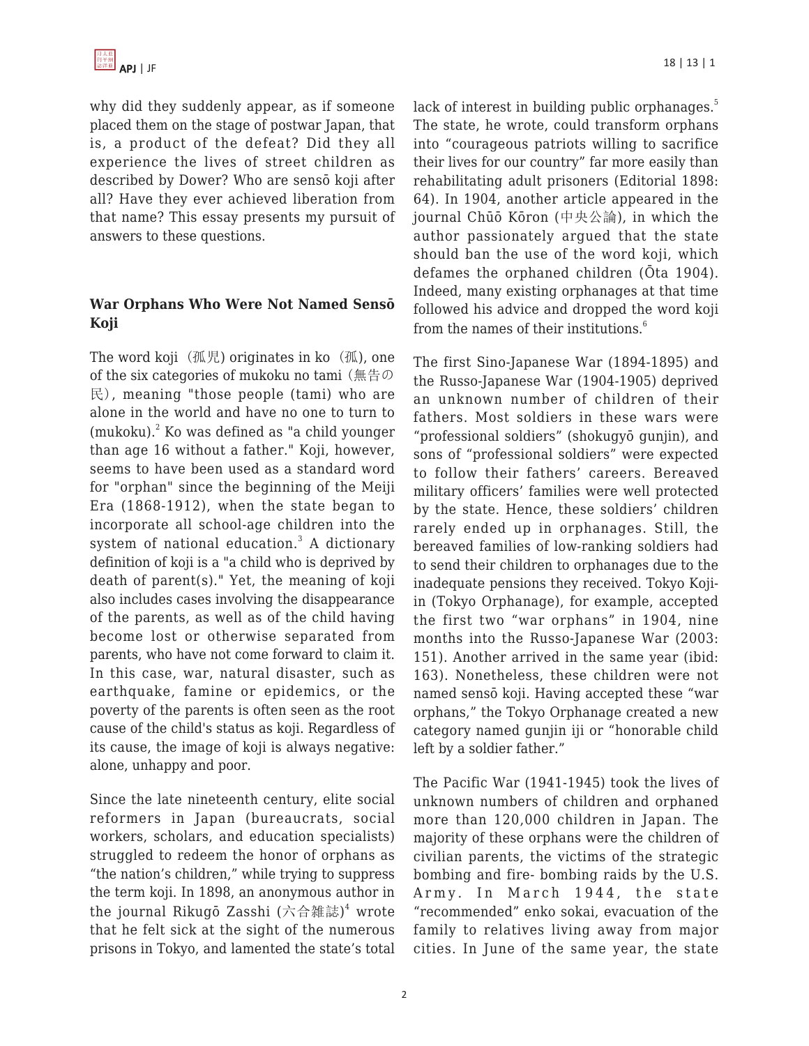why did they suddenly appear, as if someone placed them on the stage of postwar Japan, that is, a product of the defeat? Did they all experience the lives of street children as described by Dower? Who are sensō koji after all? Have they ever achieved liberation from that name? This essay presents my pursuit of answers to these questions.

## War Orphans Who Were Not Named Sensō Koji

The word koji（孤児) originates in ko（孤), one of the six categories of mukoku no tami（無告の民), meaning "those people (tami) who are alone in the world and have no one to turn to (mukoku).[2] Ko was defined as "a child younger than age 16 without a father." Koji, however, seems to have been used as a standard word for "orphan" since the beginning of the Meiji Era (1868-1912), when the state began to incorporate all school-age children into the system of national education.[3] A dictionary definition of koji is a "a child who is deprived by death of parent(s)." Yet, the meaning of koji also includes cases involving the disappearance of the parents, as well as of the child having become lost or otherwise separated from parents, who have not come forward to claim it. In this case, war, natural disaster, such as earthquake, famine or epidemics, or the poverty of the parents is often seen as the root cause of the child's status as koji. Regardless of its cause, the image of koji is always negative: alone, unhappy and poor.

Since the late nineteenth century, elite social reformers in Japan (bureaucrats, social workers, scholars, and education specialists) struggled to redeem the honor of orphans as "the nation's children," while trying to suppress the term koji. In 1898, an anonymous author in the journal Rikugō Zasshi (六合雑誌)[4] wrote that he felt sick at the sight of the numerous prisons in Tokyo, and lamented the state's total lack of interest in building public orphanages.[5] The state, he wrote, could transform orphans into "courageous patriots willing to sacrifice their lives for our country" far more easily than rehabilitating adult prisoners (Editorial 1898: 64). In 1904, another article appeared in the journal Chūō Kōron (中央公論), in which the author passionately argued that the state should ban the use of the word koji, which defames the orphaned children (Ōta 1904). Indeed, many existing orphanages at that time followed his advice and dropped the word koji from the names of their institutions.[6]

The first Sino-Japanese War (1894-1895) and the Russo-Japanese War (1904-1905) deprived an unknown number of children of their fathers. Most soldiers in these wars were "professional soldiers" (shokugyō gunjin), and sons of "professional soldiers" were expected to follow their fathers' careers. Bereaved military officers' families were well protected by the state. Hence, these soldiers' children rarely ended up in orphanages. Still, the bereaved families of low-ranking soldiers had to send their children to orphanages due to the inadequate pensions they received. Tokyo Koji-in (Tokyo Orphanage), for example, accepted the first two "war orphans" in 1904, nine months into the Russo-Japanese War (2003: 151). Another arrived in the same year (ibid: 163). Nonetheless, these children were not named sensō koji. Having accepted these "war orphans," the Tokyo Orphanage created a new category named gunjin iji or "honorable child left by a soldier father."

The Pacific War (1941-1945) took the lives of unknown numbers of children and orphaned more than 120,000 children in Japan. The majority of these orphans were the children of civilian parents, the victims of the strategic bombing and fire- bombing raids by the U.S. Army. In March 1944, the state "recommended" enko sokai, evacuation of the family to relatives living away from major cities. In June of the same year, the state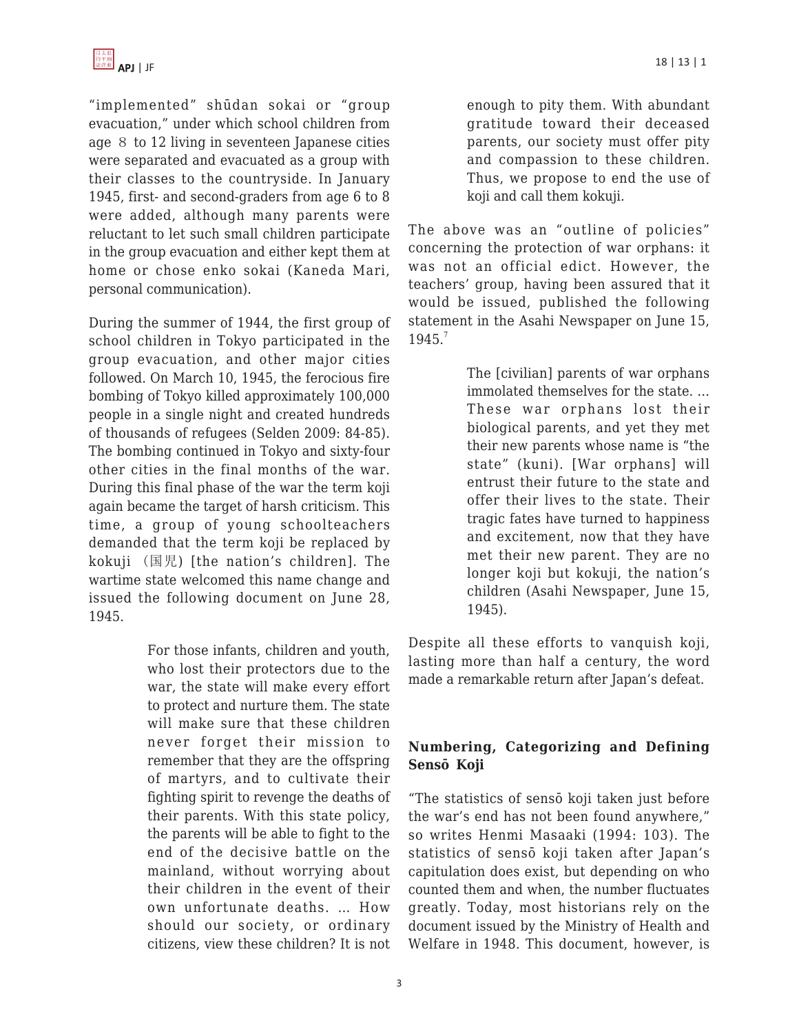"implemented" shūdan sokai or "group evacuation," under which school children from age 8 to 12 living in seventeen Japanese cities were separated and evacuated as a group with their classes to the countryside. In January 1945, first- and second-graders from age 6 to 8 were added, although many parents were reluctant to let such small children participate in the group evacuation and either kept them at home or chose enko sokai (Kaneda Mari, personal communication).

During the summer of 1944, the first group of school children in Tokyo participated in the group evacuation, and other major cities followed. On March 10, 1945, the ferocious fire bombing of Tokyo killed approximately 100,000 people in a single night and created hundreds of thousands of refugees (Selden 2009: 84-85). The bombing continued in Tokyo and sixty-four other cities in the final months of the war. During this final phase of the war the term koji again became the target of harsh criticism. This time, a group of young schoolteachers demanded that the term koji be replaced by kokuji (国児) [the nation's children]. The wartime state welcomed this name change and issued the following document on June 28, 1945.

> For those infants, children and youth, who lost their protectors due to the war, the state will make every effort to protect and nurture them. The state will make sure that these children never forget their mission to remember that they are the offspring of martyrs, and to cultivate their fighting spirit to revenge the deaths of their parents. With this state policy, the parents will be able to fight to the end of the decisive battle on the mainland, without worrying about their children in the event of their own unfortunate deaths. … How should our society, or ordinary citizens, view these children? It is not enough to pity them. With abundant gratitude toward their deceased parents, our society must offer pity and compassion to these children. Thus, we propose to end the use of koji and call them kokuji.

The above was an "outline of policies" concerning the protection of war orphans: it was not an official edict. However, the teachers' group, having been assured that it would be issued, published the following statement in the Asahi Newspaper on June 15, 1945.[7]

> The [civilian] parents of war orphans immolated themselves for the state. … These war orphans lost their biological parents, and yet they met their new parents whose name is "the state" (kuni). [War orphans] will entrust their future to the state and offer their lives to the state. Their tragic fates have turned to happiness and excitement, now that they have met their new parent. They are no longer koji but kokuji, the nation's children (Asahi Newspaper, June 15, 1945).

Despite all these efforts to vanquish koji, lasting more than half a century, the word made a remarkable return after Japan's defeat.

## Numbering, Categorizing and Defining Sensō Koji

"The statistics of sensō koji taken just before the war's end has not been found anywhere," so writes Henmi Masaaki (1994: 103). The statistics of sensō koji taken after Japan's capitulation does exist, but depending on who counted them and when, the number fluctuates greatly. Today, most historians rely on the document issued by the Ministry of Health and Welfare in 1948. This document, however, is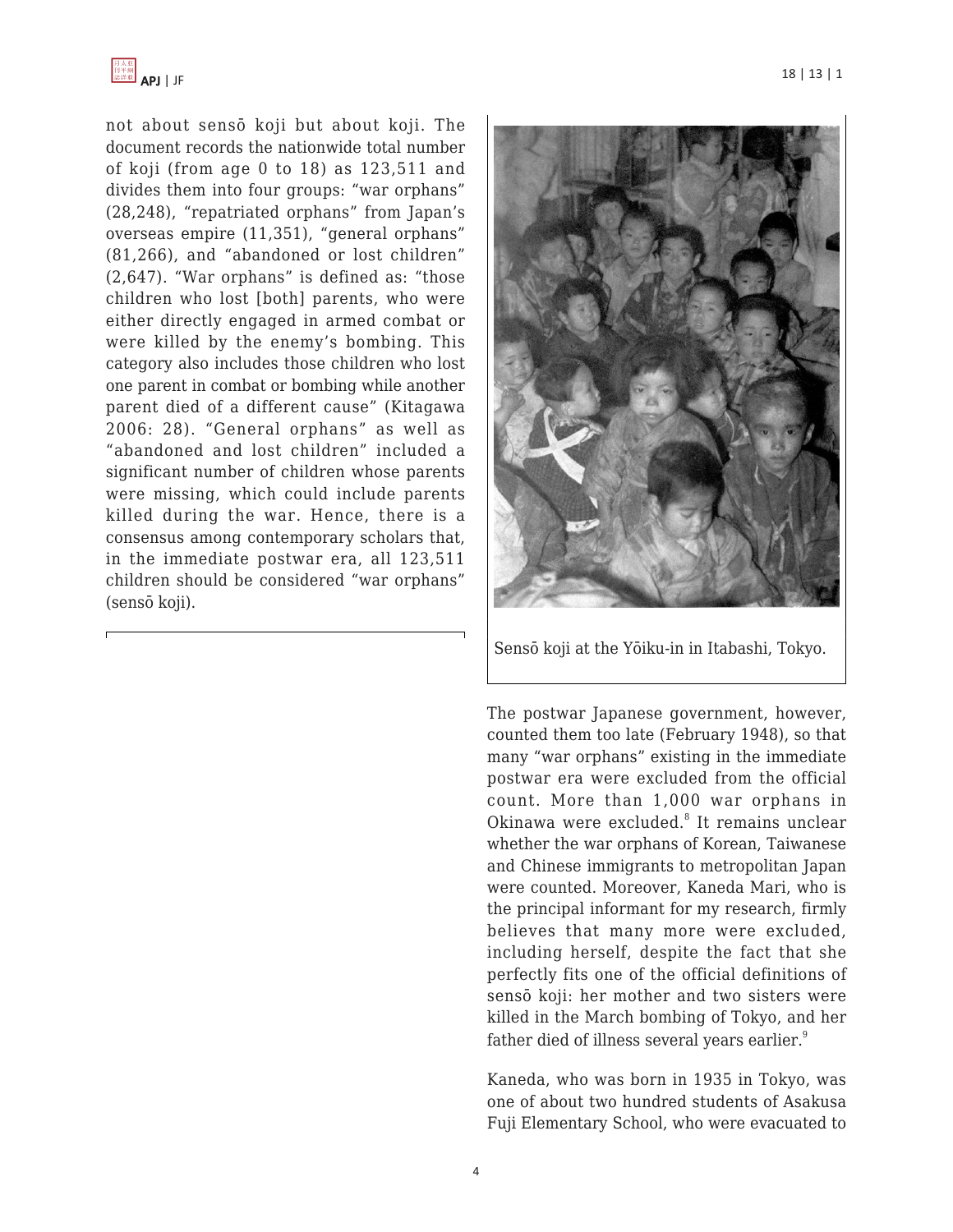not about sensō koji but about koji. The document records the nationwide total number of koji (from age 0 to 18) as 123,511 and divides them into four groups: “war orphans” (28,248), “repatriated orphans” from Japan’s overseas empire (11,351), “general orphans” (81,266), and “abandoned or lost children” (2,647). “War orphans” is defined as: “those children who lost [both] parents, who were either directly engaged in armed combat or were killed by the enemy’s bombing. This category also includes those children who lost one parent in combat or bombing while another parent died of a different cause” (Kitagawa 2006: 28). “General orphans” as well as “abandoned and lost children” included a significant number of children whose parents were missing, which could include parents killed during the war. Hence, there is a consensus among contemporary scholars that, in the immediate postwar era, all 123,511 children should be considered “war orphans” (sensō koji).

Sensō koji at the Yōiku-in in Itabashi, Tokyo.

The postwar Japanese government, however, counted them too late (February 1948), so that many “war orphans” existing in the immediate postwar era were excluded from the official count. More than 1,000 war orphans in Okinawa were excluded.[8] It remains unclear whether the war orphans of Korean, Taiwanese and Chinese immigrants to metropolitan Japan were counted. Moreover, Kaneda Mari, who is the principal informant for my research, firmly believes that many more were excluded, including herself, despite the fact that she perfectly fits one of the official definitions of sensō koji: her mother and two sisters were killed in the March bombing of Tokyo, and her father died of illness several years earlier.[9]

Kaneda, who was born in 1935 in Tokyo, was one of about two hundred students of Asakusa Fuji Elementary School, who were evacuated to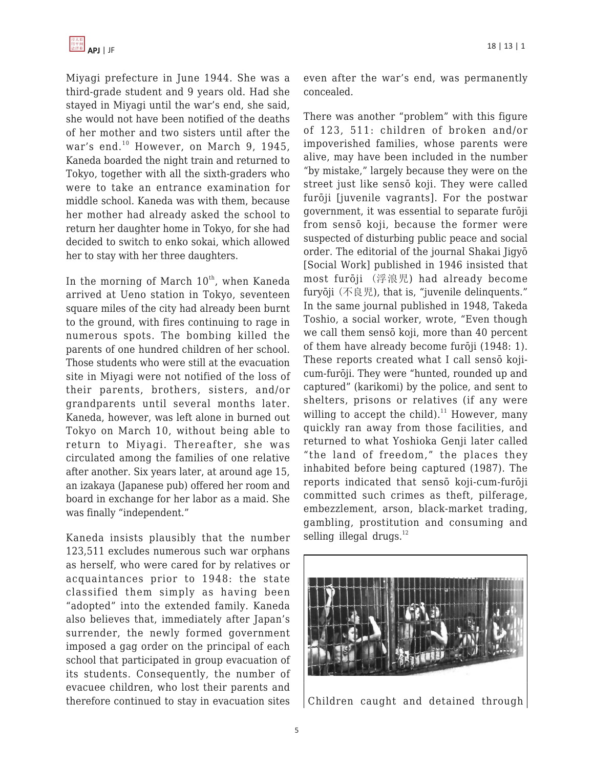Miyagi prefecture in June 1944. She was a third-grade student and 9 years old. Had she stayed in Miyagi until the war's end, she said, she would not have been notified of the deaths of her mother and two sisters until after the war's end.[10] However, on March 9, 1945, Kaneda boarded the night train and returned to Tokyo, together with all the sixth-graders who were to take an entrance examination for middle school. Kaneda was with them, because her mother had already asked the school to return her daughter home in Tokyo, for she had decided to switch to enko sokai, which allowed her to stay with her three daughters.

In the morning of March 10th, when Kaneda arrived at Ueno station in Tokyo, seventeen square miles of the city had already been burnt to the ground, with fires continuing to rage in numerous spots. The bombing killed the parents of one hundred children of her school. Those students who were still at the evacuation site in Miyagi were not notified of the loss of their parents, brothers, sisters, and/or grandparents until several months later. Kaneda, however, was left alone in burned out Tokyo on March 10, without being able to return to Miyagi. Thereafter, she was circulated among the families of one relative after another. Six years later, at around age 15, an izakaya (Japanese pub) offered her room and board in exchange for her labor as a maid. She was finally "independent."

Kaneda insists plausibly that the number 123,511 excludes numerous such war orphans as herself, who were cared for by relatives or acquaintances prior to 1948: the state classified them simply as having been "adopted" into the extended family. Kaneda also believes that, immediately after Japan's surrender, the newly formed government imposed a gag order on the principal of each school that participated in group evacuation of its students. Consequently, the number of evacuee children, who lost their parents and therefore continued to stay in evacuation sites even after the war's end, was permanently concealed.

There was another "problem" with this figure of 123, 511: children of broken and/or impoverished families, whose parents were alive, may have been included in the number "by mistake," largely because they were on the street just like sensō koji. They were called furōji [juvenile vagrants]. For the postwar government, it was essential to separate furōji from sensō koji, because the former were suspected of disturbing public peace and social order. The editorial of the journal Shakai Jigyō [Social Work] published in 1946 insisted that most furōji (浮浪児) had already become furyōji (不良児), that is, "juvenile delinquents." In the same journal published in 1948, Takeda Toshio, a social worker, wrote, "Even though we call them sensō koji, more than 40 percent of them have already become furōji (1948: 1). These reports created what I call sensō koji-cum-furōji. They were "hunted, rounded up and captured" (karikomi) by the police, and sent to shelters, prisons or relatives (if any were willing to accept the child).[11] However, many quickly ran away from those facilities, and returned to what Yoshioka Genji later called "the land of freedom," the places they inhabited before being captured (1987). The reports indicated that sensō koji-cum-furōji committed such crimes as theft, pilferage, embezzlement, arson, black-market trading, gambling, prostitution and consuming and selling illegal drugs.[12]

Children caught and detained through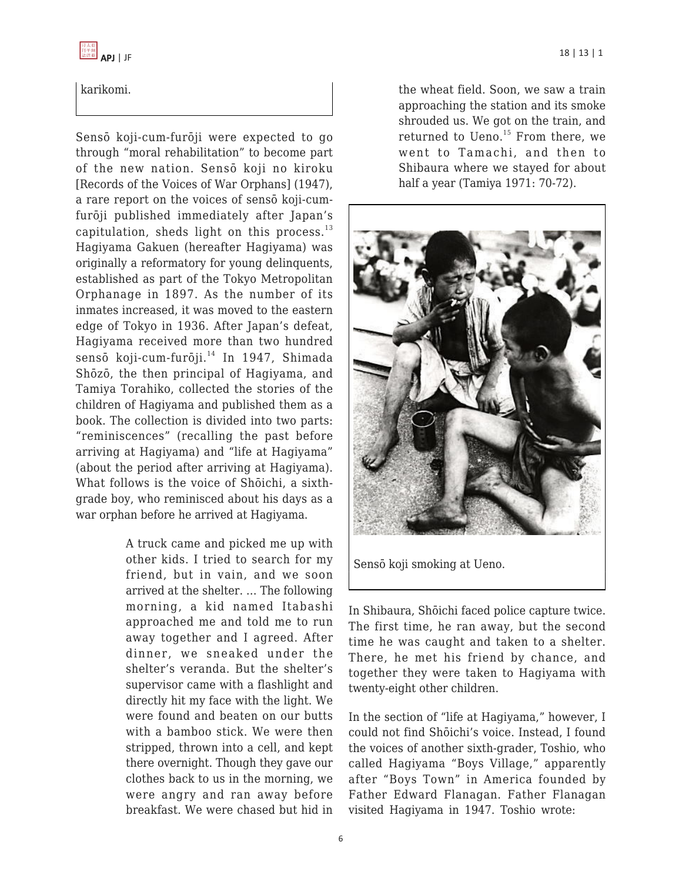karikomi.

Sensō koji-cum-furōji were expected to go through "moral rehabilitation" to become part of the new nation. Sensō koji no kiroku [Records of the Voices of War Orphans] (1947), a rare report on the voices of sensō koji-cum-furōji published immediately after Japan's capitulation, sheds light on this process.[13] Hagiyama Gakuen (hereafter Hagiyama) was originally a reformatory for young delinquents, established as part of the Tokyo Metropolitan Orphanage in 1897. As the number of its inmates increased, it was moved to the eastern edge of Tokyo in 1936. After Japan's defeat, Hagiyama received more than two hundred sensō koji-cum-furōji.[14] In 1947, Shimada Shōzō, the then principal of Hagiyama, and Tamiya Torahiko, collected the stories of the children of Hagiyama and published them as a book. The collection is divided into two parts: "reminiscences" (recalling the past before arriving at Hagiyama) and "life at Hagiyama" (about the period after arriving at Hagiyama). What follows is the voice of Shōichi, a sixth-grade boy, who reminisced about his days as a war orphan before he arrived at Hagiyama.

> A truck came and picked me up with other kids. I tried to search for my friend, but in vain, and we soon arrived at the shelter. … The following morning, a kid named Itabashi approached me and told me to run away together and I agreed. After dinner, we sneaked under the shelter's veranda. But the shelter's supervisor came with a flashlight and directly hit my face with the light. We were found and beaten on our butts with a bamboo stick. We were then stripped, thrown into a cell, and kept there overnight. Though they gave our clothes back to us in the morning, we were angry and ran away before breakfast. We were chased but hid in the wheat field. Soon, we saw a train approaching the station and its smoke shrouded us. We got on the train, and returned to Ueno.[15] From there, we went to Tamachi, and then to Shibaura where we stayed for about half a year (Tamiya 1971: 70-72).

Sensō koji smoking at Ueno.

In Shibaura, Shōichi faced police capture twice. The first time, he ran away, but the second time he was caught and taken to a shelter. There, he met his friend by chance, and together they were taken to Hagiyama with twenty-eight other children.

In the section of "life at Hagiyama," however, I could not find Shōichi's voice. Instead, I found the voices of another sixth-grader, Toshio, who called Hagiyama "Boys Village," apparently after "Boys Town" in America founded by Father Edward Flanagan. Father Flanagan visited Hagiyama in 1947. Toshio wrote: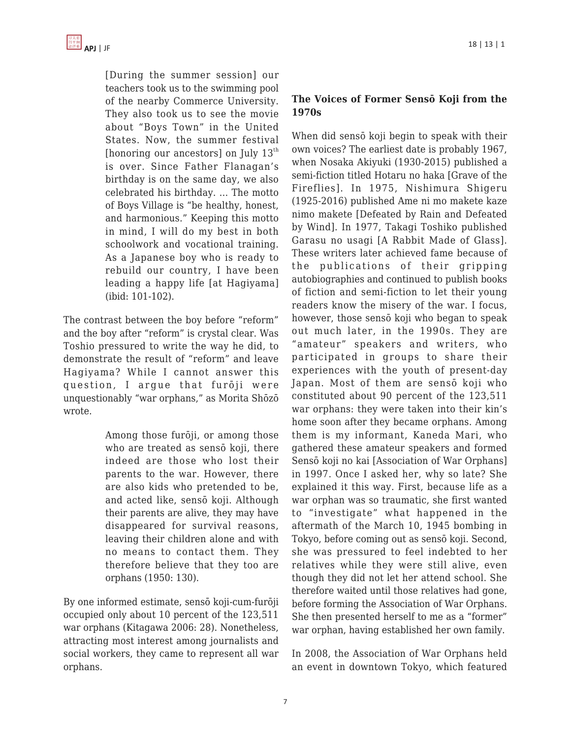> [During the summer session] our teachers took us to the swimming pool of the nearby Commerce University. They also took us to see the movie about "Boys Town" in the United States. Now, the summer festival [honoring our ancestors] on July 13th is over. Since Father Flanagan's birthday is on the same day, we also celebrated his birthday. ... The motto of Boys Village is "be healthy, honest, and harmonious." Keeping this motto in mind, I will do my best in both schoolwork and vocational training. As a Japanese boy who is ready to rebuild our country, I have been leading a happy life [at Hagiyama] (ibid: 101-102).

The contrast between the boy before "reform" and the boy after "reform" is crystal clear. Was Toshio pressured to write the way he did, to demonstrate the result of "reform" and leave Hagiyama? While I cannot answer this question, I argue that furōji were unquestionably "war orphans," as Morita Shōzō wrote.

> Among those furōji, or among those who are treated as sensō koji, there indeed are those who lost their parents to the war. However, there are also kids who pretended to be, and acted like, sensō koji. Although their parents are alive, they may have disappeared for survival reasons, leaving their children alone and with no means to contact them. They therefore believe that they too are orphans (1950: 130).

By one informed estimate, sensō koji-cum-furōji occupied only about 10 percent of the 123,511 war orphans (Kitagawa 2006: 28). Nonetheless, attracting most interest among journalists and social workers, they came to represent all war orphans.

**The Voices of Former Sensō Koji from the 1970s**

When did sensō koji begin to speak with their own voices? The earliest date is probably 1967, when Nosaka Akiyuki (1930-2015) published a semi-fiction titled Hotaru no haka [Grave of the Fireflies]. In 1975, Nishimura Shigeru (1925-2016) published Ame ni mo makete kaze nimo makete [Defeated by Rain and Defeated by Wind]. In 1977, Takagi Toshiko published Garasu no usagi [A Rabbit Made of Glass]. These writers later achieved fame because of the publications of their gripping autobiographies and continued to publish books of fiction and semi-fiction to let their young readers know the misery of the war. I focus, however, those sensō koji who began to speak out much later, in the 1990s. They are "amateur" speakers and writers, who participated in groups to share their experiences with the youth of present-day Japan. Most of them are sensō koji who constituted about 90 percent of the 123,511 war orphans: they were taken into their kin's home soon after they became orphans. Among them is my informant, Kaneda Mari, who gathered these amateur speakers and formed Sensō koji no kai [Association of War Orphans] in 1997. Once I asked her, why so late? She explained it this way. First, because life as a war orphan was so traumatic, she first wanted to "investigate" what happened in the aftermath of the March 10, 1945 bombing in Tokyo, before coming out as sensō koji. Second, she was pressured to feel indebted to her relatives while they were still alive, even though they did not let her attend school. She therefore waited until those relatives had gone, before forming the Association of War Orphans. She then presented herself to me as a "former" war orphan, having established her own family.

In 2008, the Association of War Orphans held an event in downtown Tokyo, which featured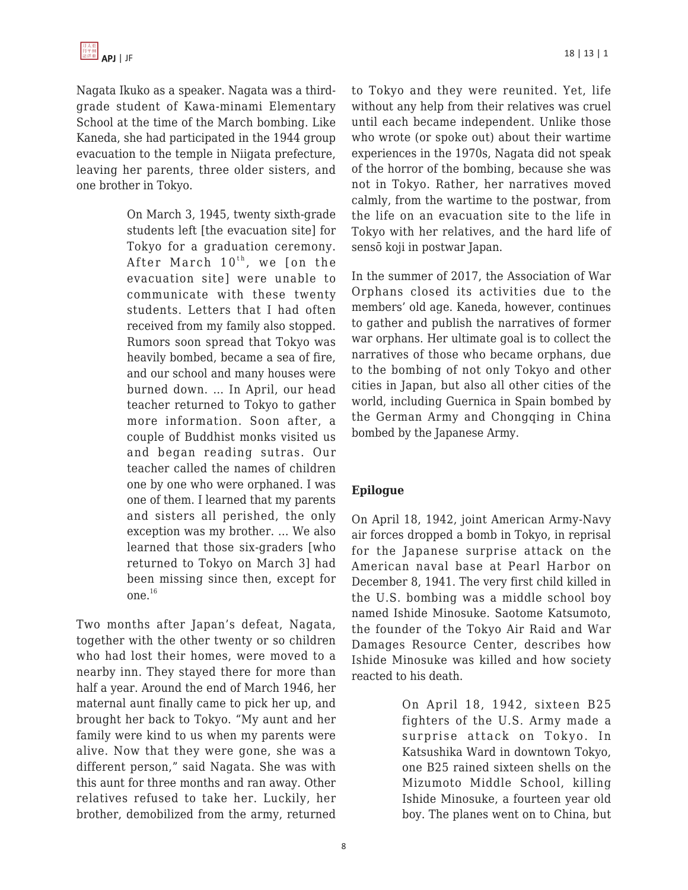Nagata Ikuko as a speaker. Nagata was a third-grade student of Kawa-minami Elementary School at the time of the March bombing. Like Kaneda, she had participated in the 1944 group evacuation to the temple in Niigata prefecture, leaving her parents, three older sisters, and one brother in Tokyo.

> On March 3, 1945, twenty sixth-grade students left [the evacuation site] for Tokyo for a graduation ceremony. After March 10th, we [on the evacuation site] were unable to communicate with these twenty students. Letters that I had often received from my family also stopped. Rumors soon spread that Tokyo was heavily bombed, became a sea of fire, and our school and many houses were burned down. ... In April, our head teacher returned to Tokyo to gather more information. Soon after, a couple of Buddhist monks visited us and began reading sutras. Our teacher called the names of children one by one who were orphaned. I was one of them. I learned that my parents and sisters all perished, the only exception was my brother. ... We also learned that those six-graders [who returned to Tokyo on March 3] had been missing since then, except for one.[16]

Two months after Japan's defeat, Nagata, together with the other twenty or so children who had lost their homes, were moved to a nearby inn. They stayed there for more than half a year. Around the end of March 1946, her maternal aunt finally came to pick her up, and brought her back to Tokyo. "My aunt and her family were kind to us when my parents were alive. Now that they were gone, she was a different person," said Nagata. She was with this aunt for three months and ran away. Other relatives refused to take her. Luckily, her brother, demobilized from the army, returned to Tokyo and they were reunited. Yet, life without any help from their relatives was cruel until each became independent. Unlike those who wrote (or spoke out) about their wartime experiences in the 1970s, Nagata did not speak of the horror of the bombing, because she was not in Tokyo. Rather, her narratives moved calmly, from the wartime to the postwar, from the life on an evacuation site to the life in Tokyo with her relatives, and the hard life of sensō koji in postwar Japan.

In the summer of 2017, the Association of War Orphans closed its activities due to the members' old age. Kaneda, however, continues to gather and publish the narratives of former war orphans. Her ultimate goal is to collect the narratives of those who became orphans, due to the bombing of not only Tokyo and other cities in Japan, but also all other cities of the world, including Guernica in Spain bombed by the German Army and Chongqing in China bombed by the Japanese Army.

## Epilogue

On April 18, 1942, joint American Army-Navy air forces dropped a bomb in Tokyo, in reprisal for the Japanese surprise attack on the American naval base at Pearl Harbor on December 8, 1941. The very first child killed in the U.S. bombing was a middle school boy named Ishide Minosuke. Saotome Katsumoto, the founder of the Tokyo Air Raid and War Damages Resource Center, describes how Ishide Minosuke was killed and how society reacted to his death.

> On April 18, 1942, sixteen B25 fighters of the U.S. Army made a surprise attack on Tokyo. In Katsushika Ward in downtown Tokyo, one B25 rained sixteen shells on the Mizumoto Middle School, killing Ishide Minosuke, a fourteen year old boy. The planes went on to China, but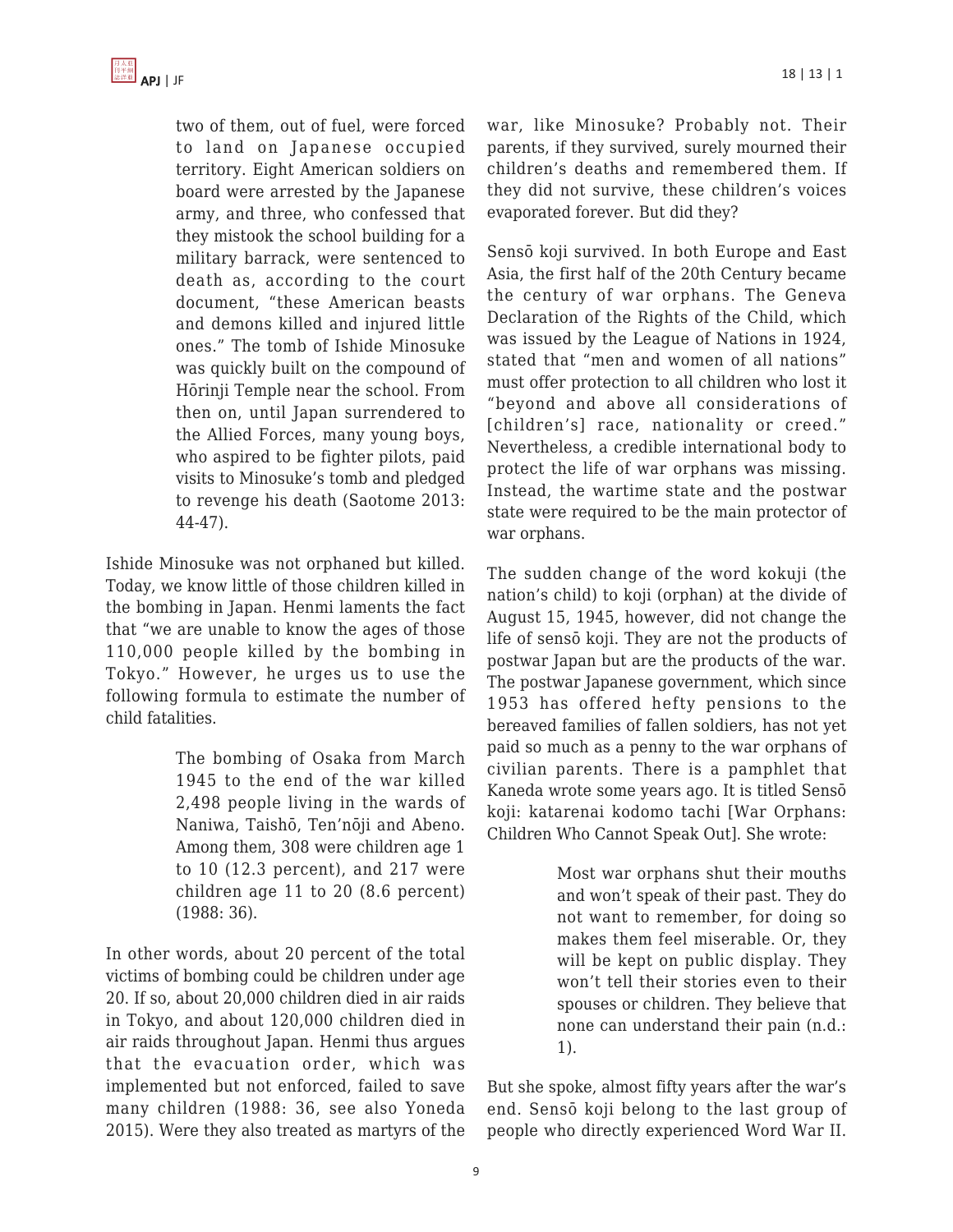> two of them, out of fuel, were forced to land on Japanese occupied territory. Eight American soldiers on board were arrested by the Japanese army, and three, who confessed that they mistook the school building for a military barrack, were sentenced to death as, according to the court document, "these American beasts and demons killed and injured little ones." The tomb of Ishide Minosuke was quickly built on the compound of Hōrinji Temple near the school. From then on, until Japan surrendered to the Allied Forces, many young boys, who aspired to be fighter pilots, paid visits to Minosuke's tomb and pledged to revenge his death (Saotome 2013: 44-47).

Ishide Minosuke was not orphaned but killed. Today, we know little of those children killed in the bombing in Japan. Henmi laments the fact that "we are unable to know the ages of those 110,000 people killed by the bombing in Tokyo." However, he urges us to use the following formula to estimate the number of child fatalities.

> The bombing of Osaka from March 1945 to the end of the war killed 2,498 people living in the wards of Naniwa, Taishō, Ten'nōji and Abeno. Among them, 308 were children age 1 to 10 (12.3 percent), and 217 were children age 11 to 20 (8.6 percent) (1988: 36).

In other words, about 20 percent of the total victims of bombing could be children under age 20. If so, about 20,000 children died in air raids in Tokyo, and about 120,000 children died in air raids throughout Japan. Henmi thus argues that the evacuation order, which was implemented but not enforced, failed to save many children (1988: 36, see also Yoneda 2015). Were they also treated as martyrs of the war, like Minosuke? Probably not. Their parents, if they survived, surely mourned their children's deaths and remembered them. If they did not survive, these children's voices evaporated forever. But did they?

Sensō koji survived. In both Europe and East Asia, the first half of the 20th Century became the century of war orphans. The Geneva Declaration of the Rights of the Child, which was issued by the League of Nations in 1924, stated that "men and women of all nations" must offer protection to all children who lost it "beyond and above all considerations of [children's] race, nationality or creed." Nevertheless, a credible international body to protect the life of war orphans was missing. Instead, the wartime state and the postwar state were required to be the main protector of war orphans.

The sudden change of the word kokuji (the nation's child) to koji (orphan) at the divide of August 15, 1945, however, did not change the life of sensō koji. They are not the products of postwar Japan but are the products of the war. The postwar Japanese government, which since 1953 has offered hefty pensions to the bereaved families of fallen soldiers, has not yet paid so much as a penny to the war orphans of civilian parents. There is a pamphlet that Kaneda wrote some years ago. It is titled Sensō koji: katarenai kodomo tachi [War Orphans: Children Who Cannot Speak Out]. She wrote:

> Most war orphans shut their mouths and won't speak of their past. They do not want to remember, for doing so makes them feel miserable. Or, they will be kept on public display. They won't tell their stories even to their spouses or children. They believe that none can understand their pain (n.d.: 1).

But she spoke, almost fifty years after the war's end. Sensō koji belong to the last group of people who directly experienced Word War II.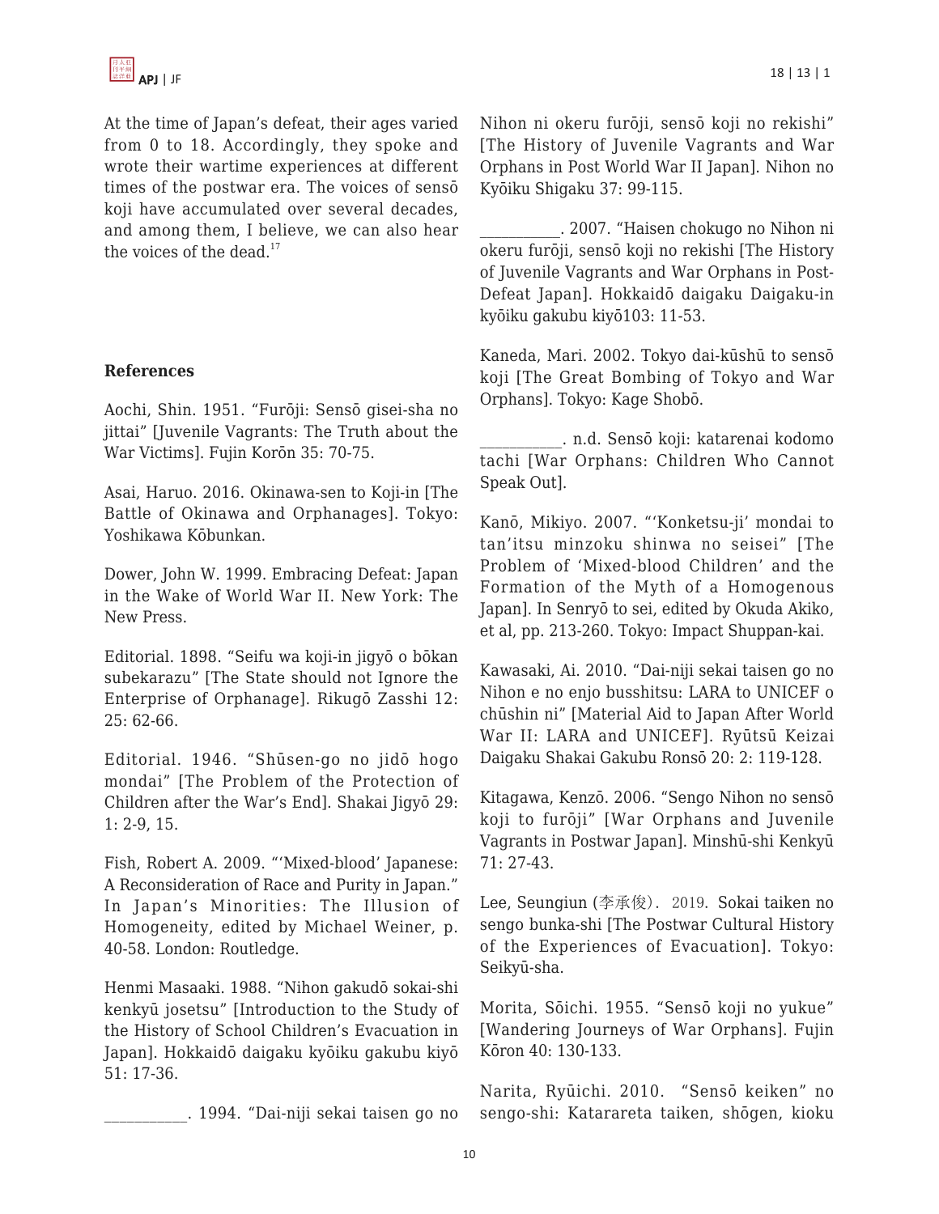At the time of Japan's defeat, their ages varied from 0 to 18. Accordingly, they spoke and wrote their wartime experiences at different times of the postwar era. The voices of sensō koji have accumulated over several decades, and among them, I believe, we can also hear the voices of the dead.[17]

**References**

Aochi, Shin. 1951. "Furōji: Sensō gisei-sha no jittai" [Juvenile Vagrants: The Truth about the War Victims]. Fujin Korōn 35: 70-75.

Asai, Haruo. 2016. Okinawa-sen to Koji-in [The Battle of Okinawa and Orphanages]. Tokyo: Yoshikawa Kōbunkan.

Dower, John W. 1999. Embracing Defeat: Japan in the Wake of World War II. New York: The New Press.

Editorial. 1898. "Seifu wa koji-in jigyō o bōkan subekarazu" [The State should not Ignore the Enterprise of Orphanage]. Rikugō Zasshi 12: 25: 62-66.

Editorial. 1946. "Shūsen-go no jidō hogo mondai" [The Problem of the Protection of Children after the War's End]. Shakai Jigyō 29: 1: 2-9, 15.

Fish, Robert A. 2009. "'Mixed-blood' Japanese: A Reconsideration of Race and Purity in Japan." In Japan's Minorities: The Illusion of Homogeneity, edited by Michael Weiner, p. 40-58. London: Routledge.

Henmi Masaaki. 1988. "Nihon gakudō sokai-shi kenkyū josetsu" [Introduction to the Study of the History of School Children's Evacuation in Japan]. Hokkaidō daigaku kyōiku gakubu kiyō 51: 17-36.

__________. 1994. "Dai-niji sekai taisen go no Nihon ni okeru furōji, sensō koji no rekishi" [The History of Juvenile Vagrants and War Orphans in Post World War II Japan]. Nihon no Kyōiku Shigaku 37: 99-115.

__________. 2007. "Haisen chokugo no Nihon ni okeru furōji, sensō koji no rekishi [The History of Juvenile Vagrants and War Orphans in Post-Defeat Japan]. Hokkaidō daigaku Daigaku-in kyōiku gakubu kiyō103: 11-53.

Kaneda, Mari. 2002. Tokyo dai-kūshū to sensō koji [The Great Bombing of Tokyo and War Orphans]. Tokyo: Kage Shobō.

__________. n.d. Sensō koji: katarenai kodomo tachi [War Orphans: Children Who Cannot Speak Out].

Kanō, Mikiyo. 2007. "'Konketsu-ji' mondai to tan'itsu minzoku shinwa no seisei" [The Problem of 'Mixed-blood Children' and the Formation of the Myth of a Homogenous Japan]. In Senryō to sei, edited by Okuda Akiko, et al, pp. 213-260. Tokyo: Impact Shuppan-kai.

Kawasaki, Ai. 2010. "Dai-niji sekai taisen go no Nihon e no enjo busshitsu: LARA to UNICEF o chūshin ni" [Material Aid to Japan After World War II: LARA and UNICEF]. Ryūtsū Keizai Daigaku Shakai Gakubu Ronsō 20: 2: 119-128.

Kitagawa, Kenzō. 2006. "Sengo Nihon no sensō koji to furōji" [War Orphans and Juvenile Vagrants in Postwar Japan]. Minshū-shi Kenkyū 71: 27-43.

Lee, Seungiun (李承俊). 2019. Sokai taiken no sengo bunka-shi [The Postwar Cultural History of the Experiences of Evacuation]. Tokyo: Seikyū-sha.

Morita, Sōichi. 1955. "Sensō koji no yukue" [Wandering Journeys of War Orphans]. Fujin Kōron 40: 130-133.

Narita, Ryūichi. 2010. "Sensō keiken" no sengo-shi: Katarareta taiken, shōgen, kioku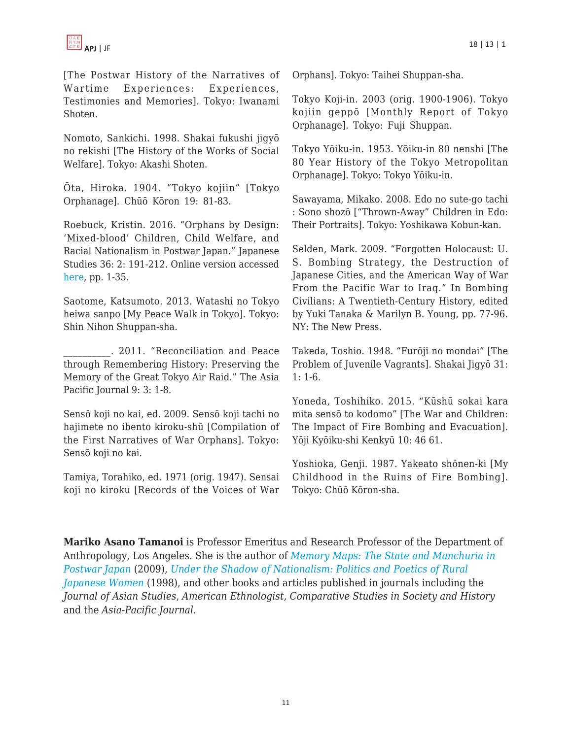[The Postwar History of the Narratives of Wartime Experiences: Experiences, Testimonies and Memories]. Tokyo: Iwanami Shoten.

Nomoto, Sankichi. 1998. Shakai fukushi jigyō no rekishi [The History of the Works of Social Welfare]. Tokyo: Akashi Shoten.

Ōta, Hiroka. 1904. "Tokyo kojiin" [Tokyo Orphanage]. Chūō Kōron 19: 81-83.

Roebuck, Kristin. 2016. "Orphans by Design: 'Mixed-blood' Children, Child Welfare, and Racial Nationalism in Postwar Japan." Japanese Studies 36: 2: 191-212. Online version accessed here, pp. 1-35.

Saotome, Katsumoto. 2013. Watashi no Tokyo heiwa sanpo [My Peace Walk in Tokyo]. Tokyo: Shin Nihon Shuppan-sha.

__________. 2011. "Reconciliation and Peace through Remembering History: Preserving the Memory of the Great Tokyo Air Raid." The Asia Pacific Journal 9: 3: 1-8.

Sensō koji no kai, ed. 2009. Sensō koji tachi no hajimete no ibento kiroku-shū [Compilation of the First Narratives of War Orphans]. Tokyo: Sensō koji no kai.

Tamiya, Torahiko, ed. 1971 (orig. 1947). Sensai koji no kiroku [Records of the Voices of War Orphans]. Tokyo: Taihei Shuppan-sha.

Tokyo Koji-in. 2003 (orig. 1900-1906). Tokyo kojiin geppō [Monthly Report of Tokyo Orphanage]. Tokyo: Fuji Shuppan.

Tokyo Yōiku-in. 1953. Yōiku-in 80 nenshi [The 80 Year History of the Tokyo Metropolitan Orphanage]. Tokyo: Tokyo Yōiku-in.

Sawayama, Mikako. 2008. Edo no sute-go tachi : Sono shozō ["Thrown-Away" Children in Edo: Their Portraits]. Tokyo: Yoshikawa Kobun-kan.

Selden, Mark. 2009. "Forgotten Holocaust: U. S. Bombing Strategy, the Destruction of Japanese Cities, and the American Way of War From the Pacific War to Iraq." In Bombing Civilians: A Twentieth-Century History, edited by Yuki Tanaka & Marilyn B. Young, pp. 77-96. NY: The New Press.

Takeda, Toshio. 1948. "Furōji no mondai" [The Problem of Juvenile Vagrants]. Shakai Jigyō 31: 1: 1-6.

Yoneda, Toshihiko. 2015. "Kūshū sokai kara mita sensō to kodomo" [The War and Children: The Impact of Fire Bombing and Evacuation]. Yōji Kyōiku-shi Kenkyū 10: 46 61.

Yoshioka, Genji. 1987. Yakeato shōnen-ki [My Childhood in the Ruins of Fire Bombing]. Tokyo: Chūō Kōron-sha.

**Mariko Asano Tamanoi** is Professor Emeritus and Research Professor of the Department of Anthropology, Los Angeles. She is the author of *Memory Maps: The State and Manchuria in Postwar Japan* (2009), *Under the Shadow of Nationalism: Politics and Poetics of Rural Japanese Women* (1998), and other books and articles published in journals including the *Journal of Asian Studies*, *American Ethnologist*, *Comparative Studies in Society and History* and the *Asia-Pacific Journal*.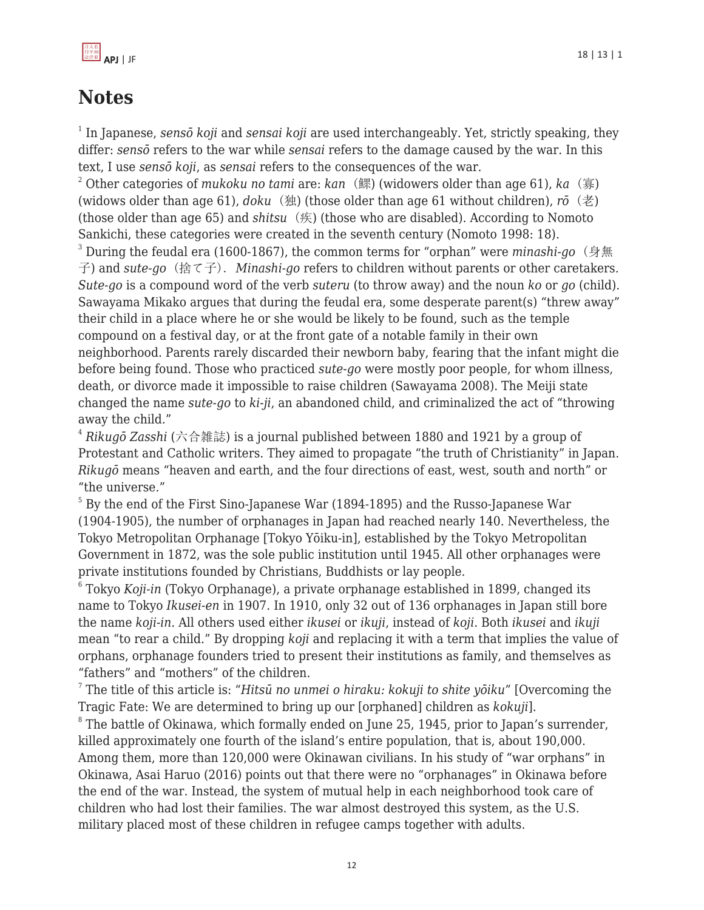# Notes

[1] In Japanese, *sensō koji* and *sensai koji* are used interchangeably. Yet, strictly speaking, they differ: *sensō* refers to the war while *sensai* refers to the damage caused by the war. In this text, I use *sensō koji*, as *sensai* refers to the consequences of the war.

[2] Other categories of *mukoku no tami* are: *kan*（鰥) (widowers older than age 61), *ka*（寡) (widows older than age 61), *doku*（独) (those older than age 61 without children), *rō*（老) (those older than age 65) and *shitsu*（疾) (those who are disabled). According to Nomoto Sankichi, these categories were created in the seventh century (Nomoto 1998: 18).

[3] During the feudal era (1600-1867), the common terms for "orphan" were *minashi-go*（身無子) and *sute-go*（捨て子). *Minashi-go* refers to children without parents or other caretakers. *Sute-go* is a compound word of the verb *suteru* (to throw away) and the noun *ko* or *go* (child). Sawayama Mikako argues that during the feudal era, some desperate parent(s) "threw away" their child in a place where he or she would be likely to be found, such as the temple compound on a festival day, or at the front gate of a notable family in their own neighborhood. Parents rarely discarded their newborn baby, fearing that the infant might die before being found. Those who practiced *sute-go* were mostly poor people, for whom illness, death, or divorce made it impossible to raise children (Sawayama 2008). The Meiji state changed the name *sute-go* to *ki-ji*, an abandoned child, and criminalized the act of "throwing away the child."

[4] *Rikugō Zasshi* (六合雑誌) is a journal published between 1880 and 1921 by a group of Protestant and Catholic writers. They aimed to propagate "the truth of Christianity" in Japan. *Rikugō* means "heaven and earth, and the four directions of east, west, south and north" or "the universe."

[5] By the end of the First Sino-Japanese War (1894-1895) and the Russo-Japanese War (1904-1905), the number of orphanages in Japan had reached nearly 140. Nevertheless, the Tokyo Metropolitan Orphanage [Tokyo Yōiku-in], established by the Tokyo Metropolitan Government in 1872, was the sole public institution until 1945. All other orphanages were private institutions founded by Christians, Buddhists or lay people.

[6] Tokyo *Koji-in* (Tokyo Orphanage), a private orphanage established in 1899, changed its name to Tokyo *Ikusei-en* in 1907. In 1910, only 32 out of 136 orphanages in Japan still bore the name *koji-in*. All others used either *ikusei* or *ikuji*, instead of *koji*. Both *ikusei* and *ikuji* mean "to rear a child." By dropping *koji* and replacing it with a term that implies the value of orphans, orphanage founders tried to present their institutions as family, and themselves as "fathers" and "mothers" of the children.

[7] The title of this article is: "*Hitsū no unmei o hiraku: kokuji to shite yōiku*" [Overcoming the Tragic Fate: We are determined to bring up our [orphaned] children as *kokuji*].

[8] The battle of Okinawa, which formally ended on June 25, 1945, prior to Japan's surrender, killed approximately one fourth of the island's entire population, that is, about 190,000. Among them, more than 120,000 were Okinawan civilians. In his study of "war orphans" in Okinawa, Asai Haruo (2016) points out that there were no "orphanages" in Okinawa before the end of the war. Instead, the system of mutual help in each neighborhood took care of children who had lost their families. The war almost destroyed this system, as the U.S. military placed most of these children in refugee camps together with adults.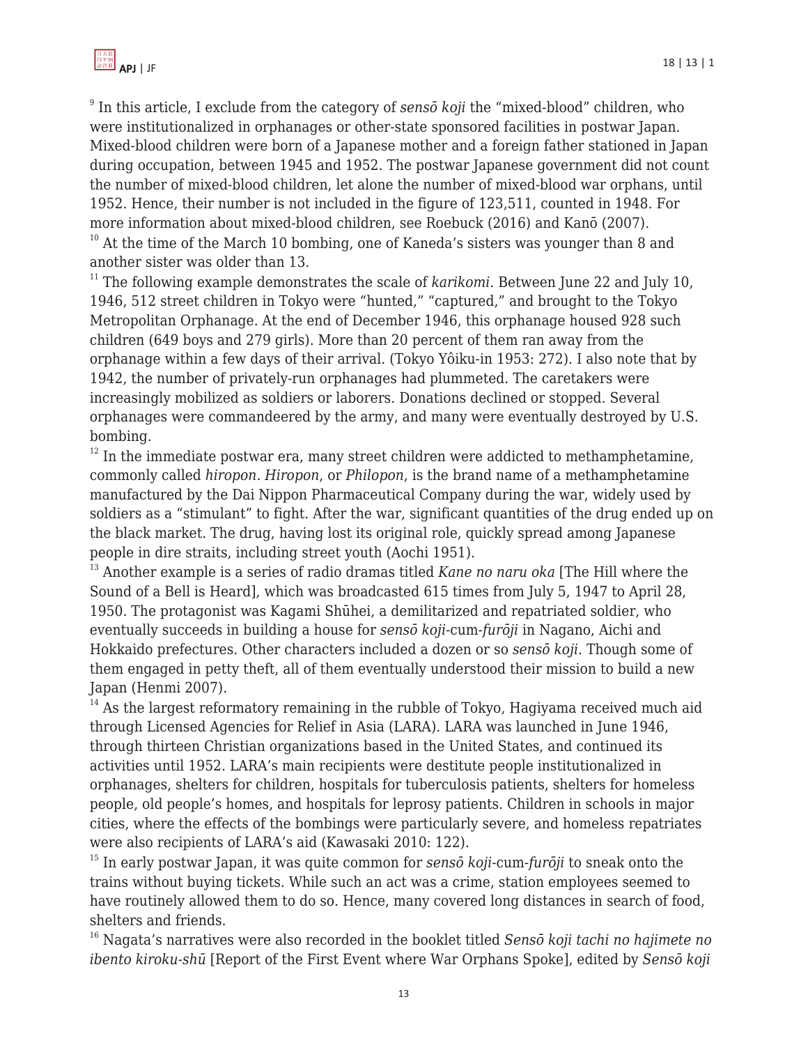[9] In this article, I exclude from the category of *sensō koji* the "mixed-blood" children, who were institutionalized in orphanages or other-state sponsored facilities in postwar Japan. Mixed-blood children were born of a Japanese mother and a foreign father stationed in Japan during occupation, between 1945 and 1952. The postwar Japanese government did not count the number of mixed-blood children, let alone the number of mixed-blood war orphans, until 1952. Hence, their number is not included in the figure of 123,511, counted in 1948. For more information about mixed-blood children, see Roebuck (2016) and Kanō (2007).

[10] At the time of the March 10 bombing, one of Kaneda's sisters was younger than 8 and another sister was older than 13.

[11] The following example demonstrates the scale of *karikomi*. Between June 22 and July 10, 1946, 512 street children in Tokyo were "hunted," "captured," and brought to the Tokyo Metropolitan Orphanage. At the end of December 1946, this orphanage housed 928 such children (649 boys and 279 girls). More than 20 percent of them ran away from the orphanage within a few days of their arrival. (Tokyo Yôiku-in 1953: 272). I also note that by 1942, the number of privately-run orphanages had plummeted. The caretakers were increasingly mobilized as soldiers or laborers. Donations declined or stopped. Several orphanages were commandeered by the army, and many were eventually destroyed by U.S. bombing.

[12] In the immediate postwar era, many street children were addicted to methamphetamine, commonly called *hiropon*. *Hiropon*, or *Philopon*, is the brand name of a methamphetamine manufactured by the Dai Nippon Pharmaceutical Company during the war, widely used by soldiers as a "stimulant" to fight. After the war, significant quantities of the drug ended up on the black market. The drug, having lost its original role, quickly spread among Japanese people in dire straits, including street youth (Aochi 1951).

[13] Another example is a series of radio dramas titled *Kane no naru oka* [The Hill where the Sound of a Bell is Heard], which was broadcasted 615 times from July 5, 1947 to April 28, 1950. The protagonist was Kagami Shūhei, a demilitarized and repatriated soldier, who eventually succeeds in building a house for *sensō koji*-cum-*furōji* in Nagano, Aichi and Hokkaido prefectures. Other characters included a dozen or so *sensō koji*. Though some of them engaged in petty theft, all of them eventually understood their mission to build a new Japan (Henmi 2007).

[14] As the largest reformatory remaining in the rubble of Tokyo, Hagiyama received much aid through Licensed Agencies for Relief in Asia (LARA). LARA was launched in June 1946, through thirteen Christian organizations based in the United States, and continued its activities until 1952. LARA's main recipients were destitute people institutionalized in orphanages, shelters for children, hospitals for tuberculosis patients, shelters for homeless people, old people's homes, and hospitals for leprosy patients. Children in schools in major cities, where the effects of the bombings were particularly severe, and homeless repatriates were also recipients of LARA's aid (Kawasaki 2010: 122).

[15] In early postwar Japan, it was quite common for *sensō koji*-cum-*furōji* to sneak onto the trains without buying tickets. While such an act was a crime, station employees seemed to have routinely allowed them to do so. Hence, many covered long distances in search of food, shelters and friends.

[16] Nagata's narratives were also recorded in the booklet titled *Sensō koji tachi no hajimete no ibento kiroku-shū* [Report of the First Event where War Orphans Spoke], edited by *Sensō koji*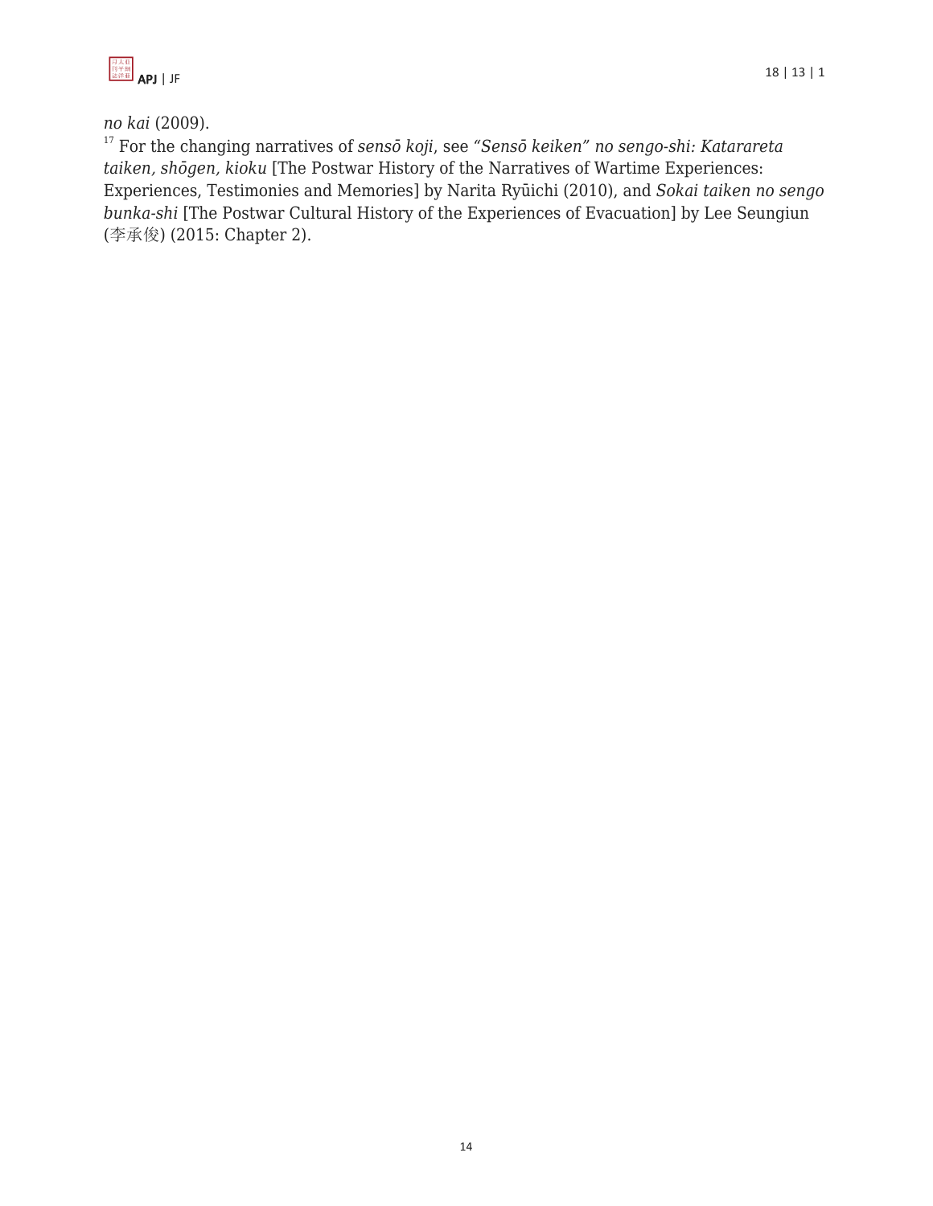*no kai* (2009).

[17] For the changing narratives of *sensō koji*, see *"Sensō keiken" no sengo-shi: Katarareta taiken, shōgen, kioku* [The Postwar History of the Narratives of Wartime Experiences: Experiences, Testimonies and Memories] by Narita Ryūichi (2010), and *Sokai taiken no sengo bunka-shi* [The Postwar Cultural History of the Experiences of Evacuation] by Lee Seungjun (李承俊) (2015: Chapter 2).